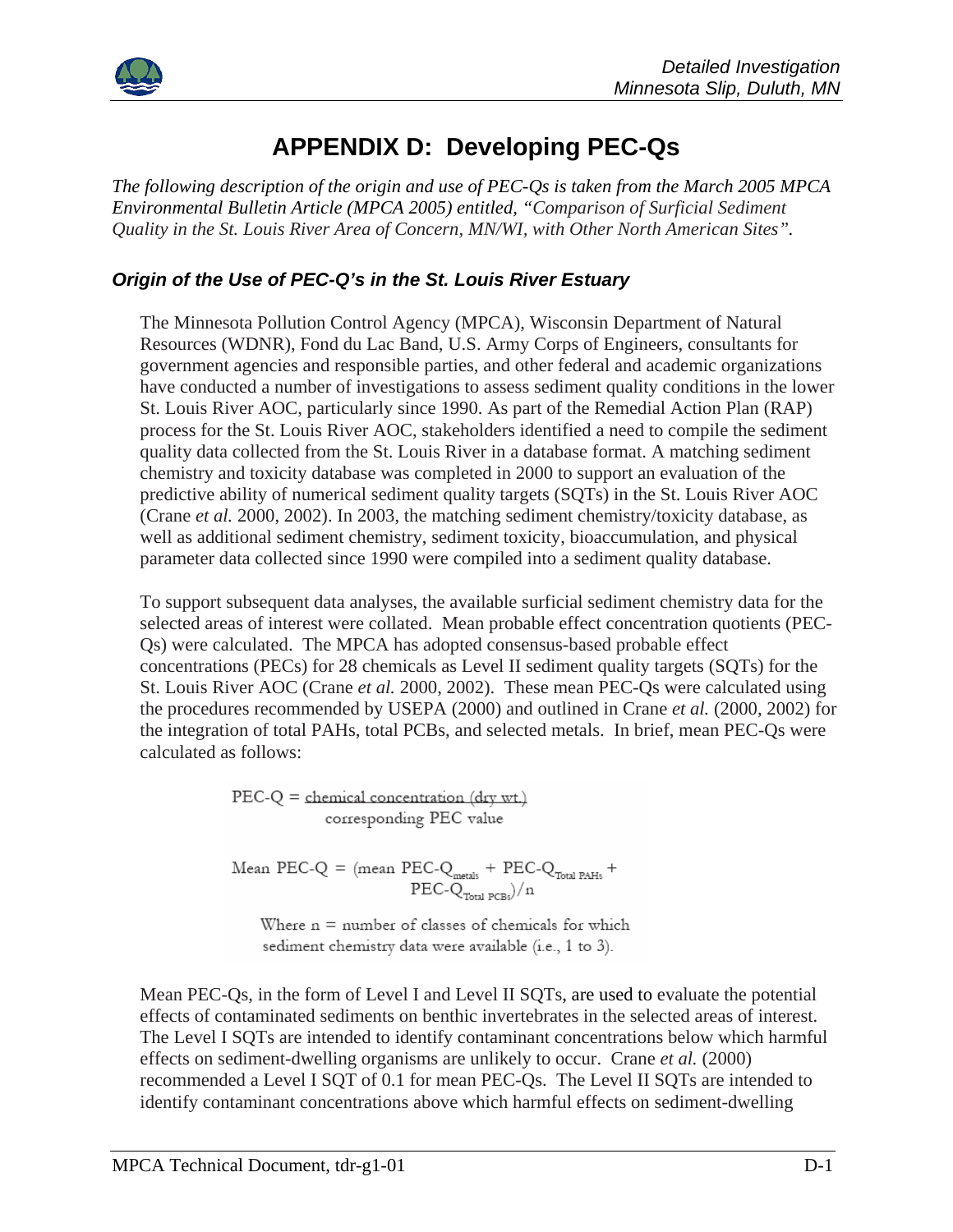# APPENDIX D: Developing PEC-Qs

*The following description of the origin and use of PEC-Qs is taken from the March 2005 MPCA Environmental Bulletin Article (MPCA 2005) entitled, "Comparison of Surficial Sediment Quality in the St. Louis River Area of Concern, MN/WI, with Other North American Sites".*

### *Origin of the Use of PEC-Q's in the St. Louis River Estuary*

The Minnesota Pollution Control Agency (MPCA), Wisconsin Department of Natural Resources (WDNR), Fond du Lac Band, U.S. Army Corps of Engineers, consultants for government agencies and responsible parties, and other federal and academic organizations have conducted a number of investigations to assess sediment quality conditions in the lower St. Louis River AOC, particularly since 1990. As part of the Remedial Action Plan (RAP) process for the St. Louis River AOC, stakeholders identified a need to compile the sediment quality data collected from the St. Louis River in a database format. A matching sediment chemistry and toxicity database was completed in 2000 to support an evaluation of the predictive ability of numerical sediment quality targets (SQTs) in the St. Louis River AOC (Crane *et al.* 2000, 2002). In 2003, the matching sediment chemistry/toxicity database, as well as additional sediment chemistry, sediment toxicity, bioaccumulation, and physical parameter data collected since 1990 were compiled into a sediment quality database.

To support subsequent data analyses, the available surficial sediment chemistry data for the selected areas of interest were collated. Mean probable effect concentration quotients (PEC-Qs) were calculated. The MPCA has adopted consensus-based probable effect concentrations (PECs) for 28 chemicals as Level II sediment quality targets (SQTs) for the St. Louis River AOC (Crane *et al.* 2000, 2002). These mean PEC-Qs were calculated using the procedures recommended by USEPA (2000) and outlined in Crane *et al.* (2000, 2002) for the integration of total PAHs, total PCBs, and selected metals. In brief, mean PEC-Qs were calculated as follows:

$$\text{PEC-Q} = \frac{\text{chemical concentration (dry wt.)}}{\text{corresponding PEC value}}$$

$$\text{Mean PEC-Q} = (\text{mean PEC-Q}_{\text{metals}} + \text{PEC-Q}_{\text{Total PAHs}} + \text{PEC-Q}_{\text{Total PCBs}})/\text{n}$$

Where n = number of classes of chemicals for which sediment chemistry data were available (i.e., 1 to 3).

Mean PEC-Qs, in the form of Level I and Level II SQTs, are used to evaluate the potential effects of contaminated sediments on benthic invertebrates in the selected areas of interest. The Level I SQTs are intended to identify contaminant concentrations below which harmful effects on sediment-dwelling organisms are unlikely to occur. Crane *et al.* (2000) recommended a Level I SQT of 0.1 for mean PEC-Qs. The Level II SQTs are intended to identify contaminant concentrations above which harmful effects on sediment-dwelling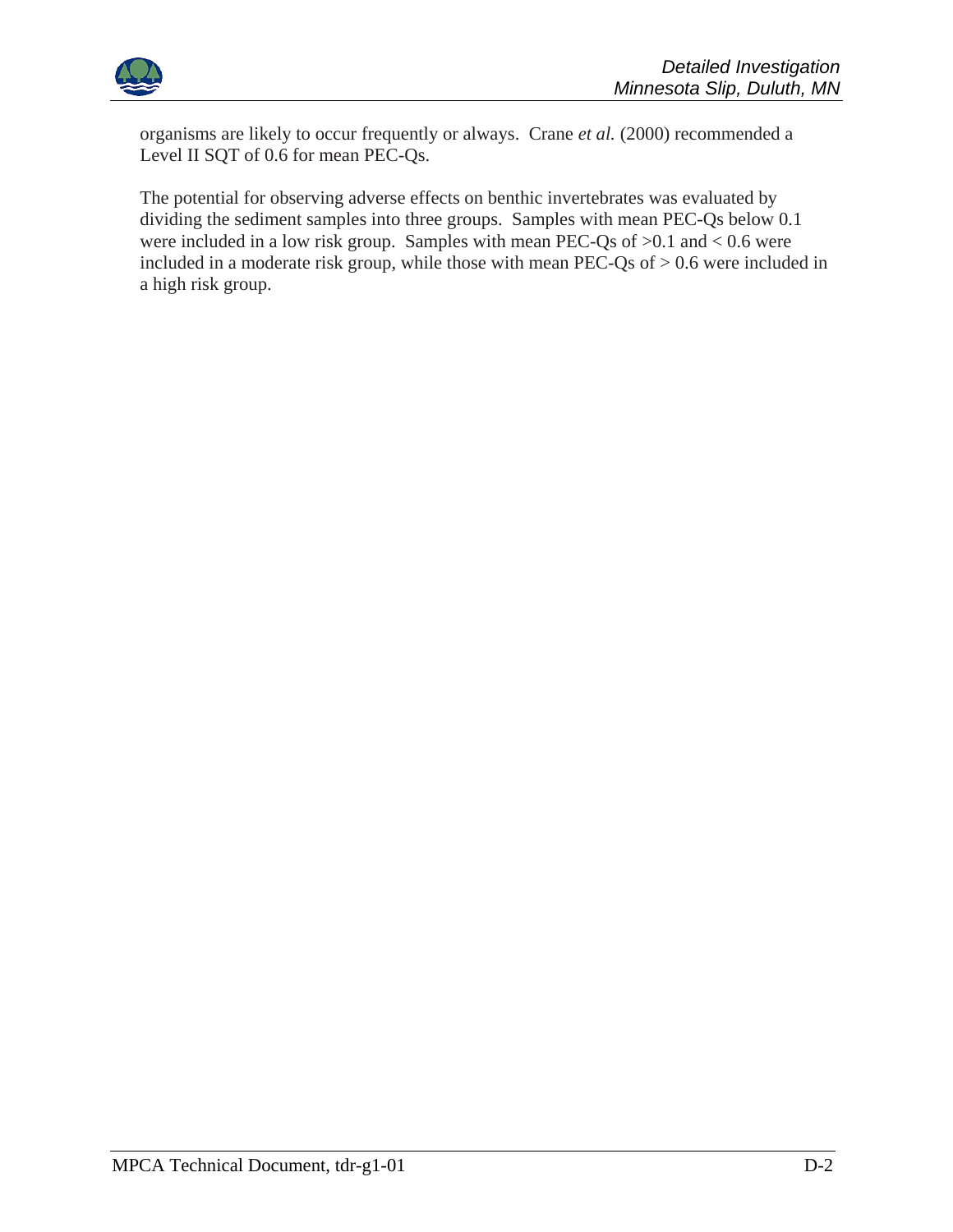organisms are likely to occur frequently or always. Crane *et al.* (2000) recommended a Level II SQT of 0.6 for mean PEC-Qs.

The potential for observing adverse effects on benthic invertebrates was evaluated by dividing the sediment samples into three groups. Samples with mean PEC-Qs below 0.1 were included in a low risk group. Samples with mean PEC-Qs of $>0.1$ and $< 0.6$ were included in a moderate risk group, while those with mean PEC-Qs of $> 0.6$ were included in a high risk group.